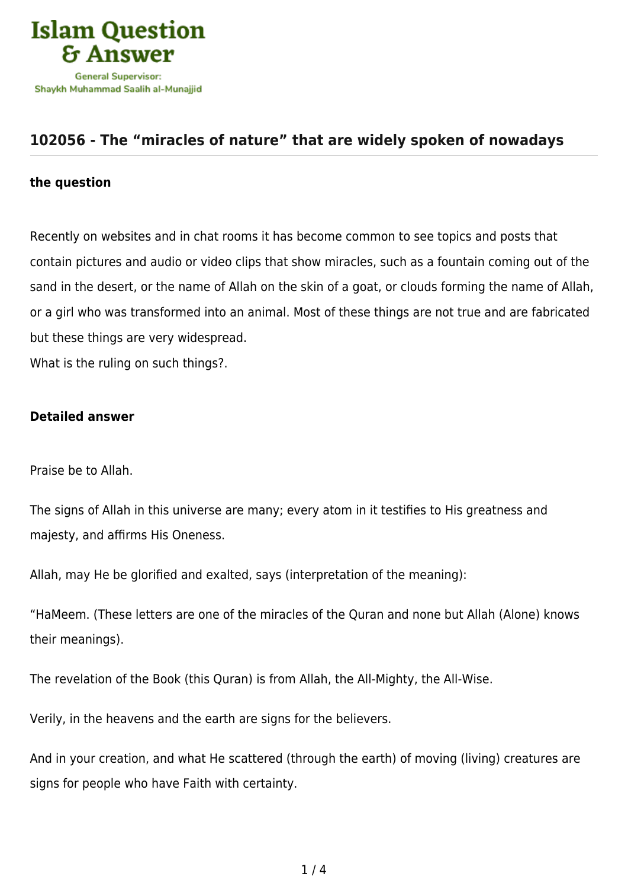# 102056 - The “miracles of nature” that are widely spoken of nowadays

### the question

Recently on websites and in chat rooms it has become common to see topics and posts that contain pictures and audio or video clips that show miracles, such as a fountain coming out of the sand in the desert, or the name of Allah on the skin of a goat, or clouds forming the name of Allah, or a girl who was transformed into an animal. Most of these things are not true and are fabricated but these things are very widespread.
What is the ruling on such things?.

### Detailed answer

Praise be to Allah.

The signs of Allah in this universe are many; every atom in it testifies to His greatness and majesty, and affirms His Oneness.

Allah, may He be glorified and exalted, says (interpretation of the meaning):

“HaMeem. (These letters are one of the miracles of the Quran and none but Allah (Alone) knows their meanings).

The revelation of the Book (this Quran) is from Allah, the All-Mighty, the All-Wise.

Verily, in the heavens and the earth are signs for the believers.

And in your creation, and what He scattered (through the earth) of moving (living) creatures are signs for people who have Faith with certainty.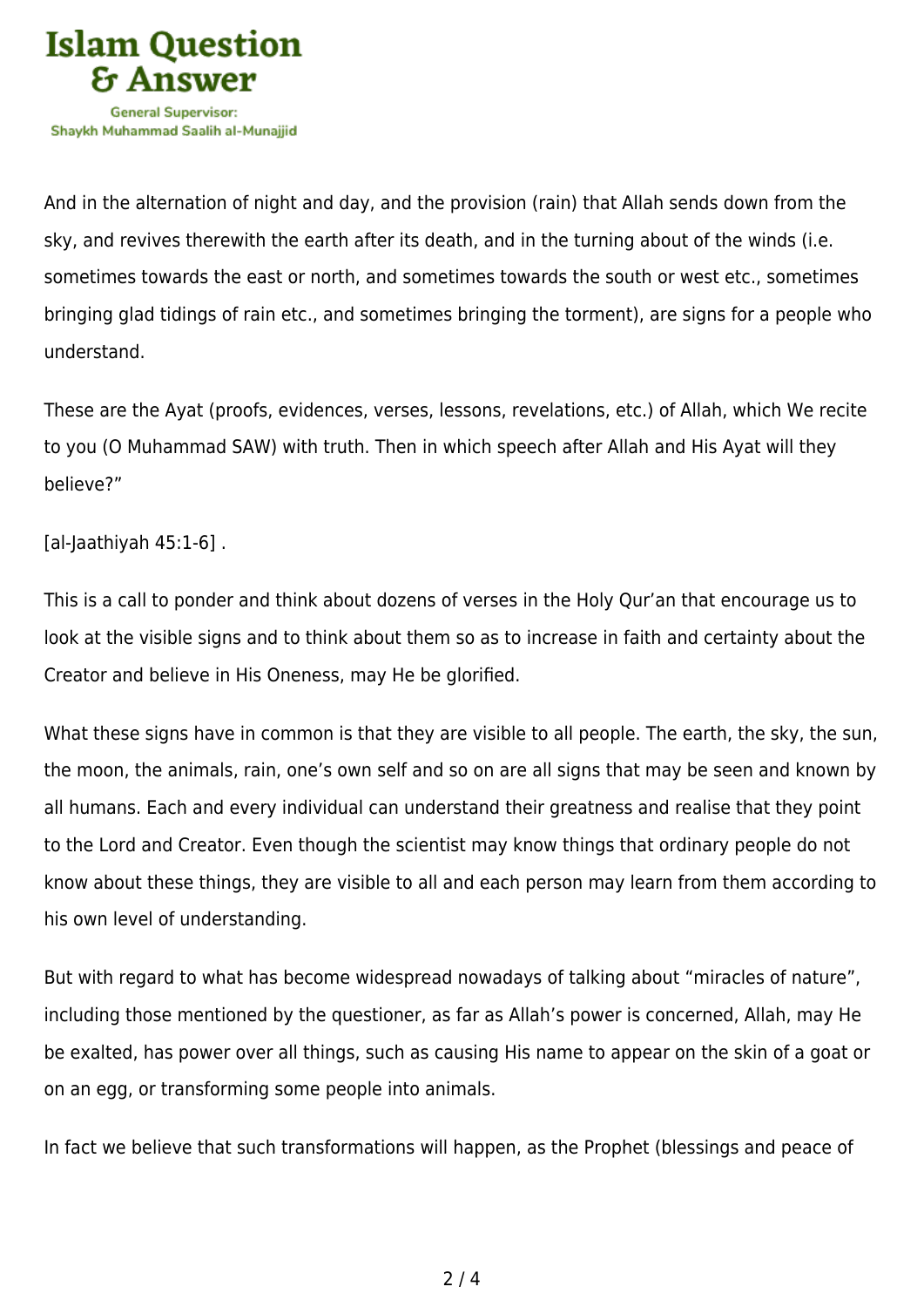And in the alternation of night and day, and the provision (rain) that Allah sends down from the sky, and revives therewith the earth after its death, and in the turning about of the winds (i.e. sometimes towards the east or north, and sometimes towards the south or west etc., sometimes bringing glad tidings of rain etc., and sometimes bringing the torment), are signs for a people who understand.

These are the Ayat (proofs, evidences, verses, lessons, revelations, etc.) of Allah, which We recite to you (O Muhammad SAW) with truth. Then in which speech after Allah and His Ayat will they believe?"

[al-Jaathiyah 45:1-6] .

This is a call to ponder and think about dozens of verses in the Holy Qur'an that encourage us to look at the visible signs and to think about them so as to increase in faith and certainty about the Creator and believe in His Oneness, may He be glorified.

What these signs have in common is that they are visible to all people. The earth, the sky, the sun, the moon, the animals, rain, one's own self and so on are all signs that may be seen and known by all humans. Each and every individual can understand their greatness and realise that they point to the Lord and Creator. Even though the scientist may know things that ordinary people do not know about these things, they are visible to all and each person may learn from them according to his own level of understanding.

But with regard to what has become widespread nowadays of talking about "miracles of nature", including those mentioned by the questioner, as far as Allah's power is concerned, Allah, may He be exalted, has power over all things, such as causing His name to appear on the skin of a goat or on an egg, or transforming some people into animals.

In fact we believe that such transformations will happen, as the Prophet (blessings and peace of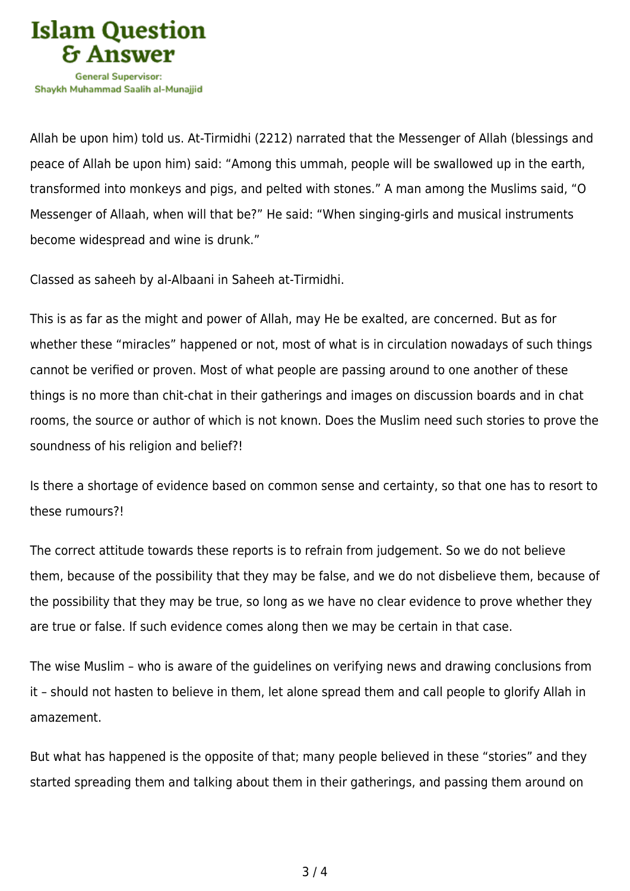Allah be upon him) told us. At-Tirmidhi (2212) narrated that the Messenger of Allah (blessings and peace of Allah be upon him) said: "Among this ummah, people will be swallowed up in the earth, transformed into monkeys and pigs, and pelted with stones." A man among the Muslims said, "O Messenger of Allaah, when will that be?" He said: "When singing-girls and musical instruments become widespread and wine is drunk."

Classed as saheeh by al-Albaani in Saheeh at-Tirmidhi.

This is as far as the might and power of Allah, may He be exalted, are concerned. But as for whether these "miracles" happened or not, most of what is in circulation nowadays of such things cannot be verified or proven. Most of what people are passing around to one another of these things is no more than chit-chat in their gatherings and images on discussion boards and in chat rooms, the source or author of which is not known. Does the Muslim need such stories to prove the soundness of his religion and belief?!

Is there a shortage of evidence based on common sense and certainty, so that one has to resort to these rumours?!

The correct attitude towards these reports is to refrain from judgement. So we do not believe them, because of the possibility that they may be false, and we do not disbelieve them, because of the possibility that they may be true, so long as we have no clear evidence to prove whether they are true or false. If such evidence comes along then we may be certain in that case.

The wise Muslim – who is aware of the guidelines on verifying news and drawing conclusions from it – should not hasten to believe in them, let alone spread them and call people to glorify Allah in amazement.

But what has happened is the opposite of that; many people believed in these "stories" and they started spreading them and talking about them in their gatherings, and passing them around on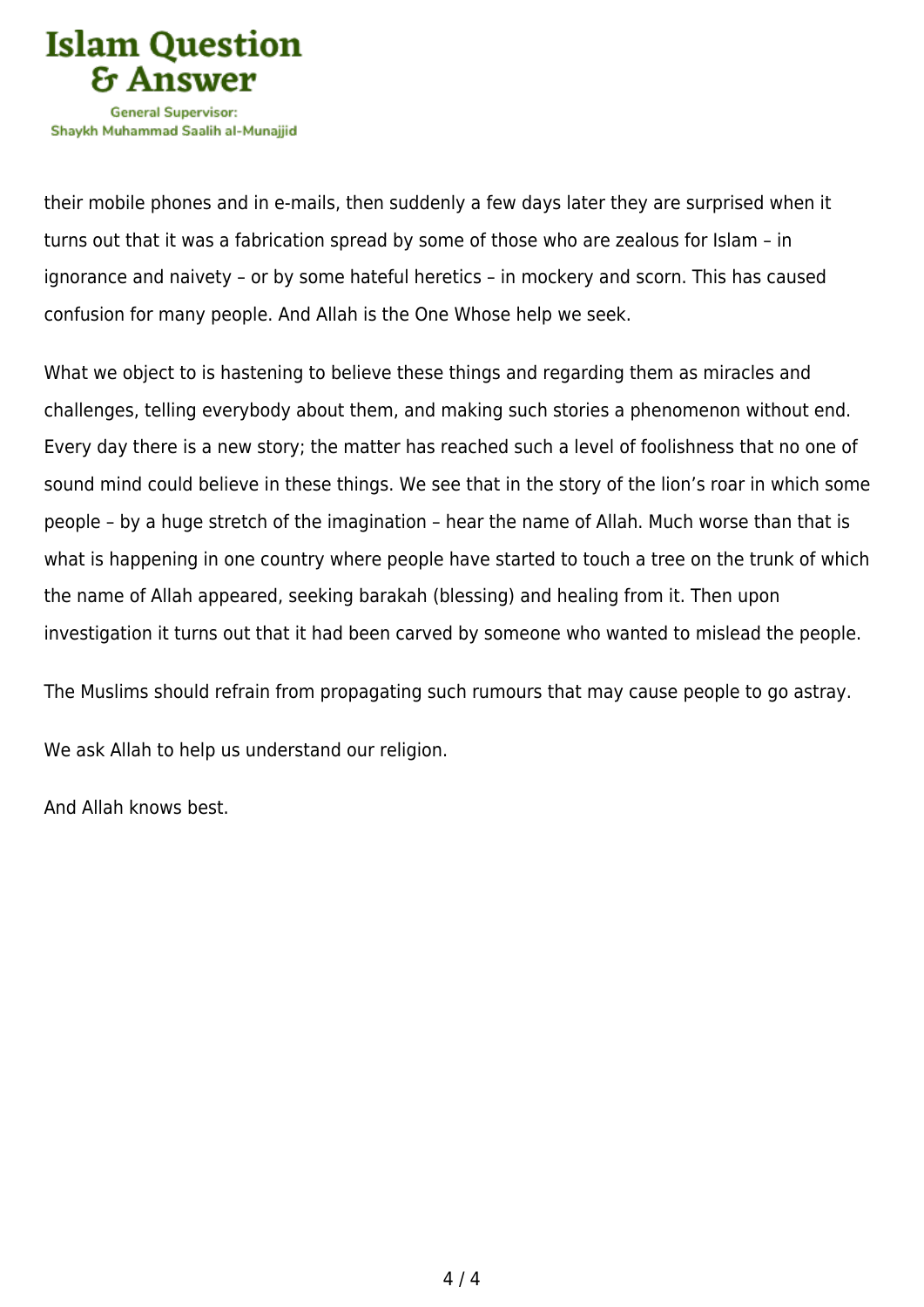their mobile phones and in e-mails, then suddenly a few days later they are surprised when it turns out that it was a fabrication spread by some of those who are zealous for Islam – in ignorance and naivety – or by some hateful heretics – in mockery and scorn. This has caused confusion for many people. And Allah is the One Whose help we seek.

What we object to is hastening to believe these things and regarding them as miracles and challenges, telling everybody about them, and making such stories a phenomenon without end. Every day there is a new story; the matter has reached such a level of foolishness that no one of sound mind could believe in these things. We see that in the story of the lion's roar in which some people – by a huge stretch of the imagination – hear the name of Allah. Much worse than that is what is happening in one country where people have started to touch a tree on the trunk of which the name of Allah appeared, seeking barakah (blessing) and healing from it. Then upon investigation it turns out that it had been carved by someone who wanted to mislead the people.

The Muslims should refrain from propagating such rumours that may cause people to go astray.

We ask Allah to help us understand our religion.

And Allah knows best.